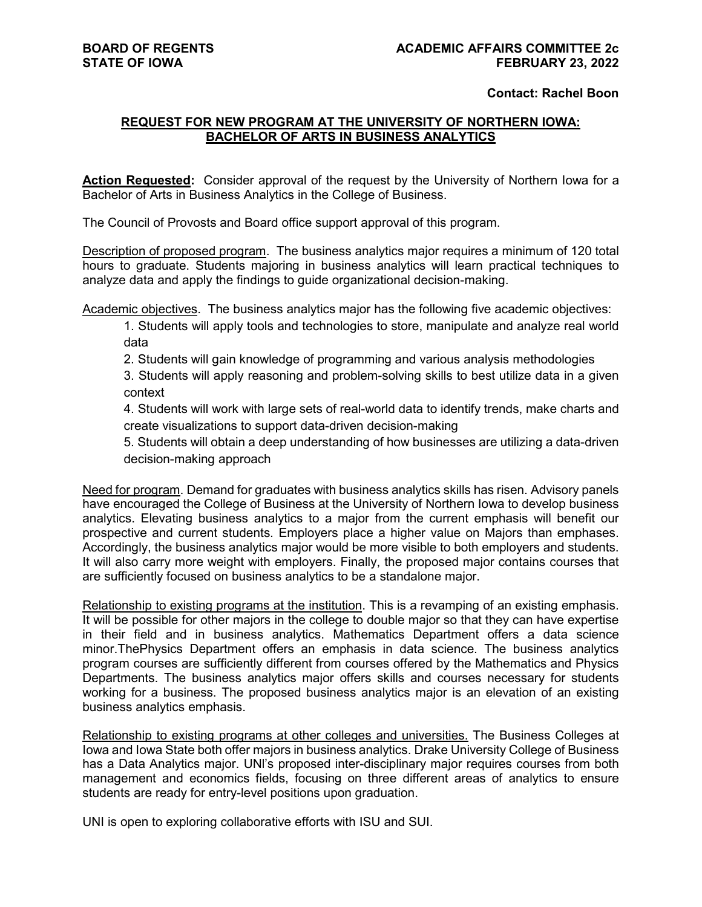**BOARD OF REGENTS**
**STATE OF IOWA**

**ACADEMIC AFFAIRS COMMITTEE 2c**
**FEBRUARY 23, 2022**

**Contact: Rachel Boon**

## REQUEST FOR NEW PROGRAM AT THE UNIVERSITY OF NORTHERN IOWA: BACHELOR OF ARTS IN BUSINESS ANALYTICS

**Action Requested:** Consider approval of the request by the University of Northern Iowa for a Bachelor of Arts in Business Analytics in the College of Business.

The Council of Provosts and Board office support approval of this program.

Description of proposed program. The business analytics major requires a minimum of 120 total hours to graduate. Students majoring in business analytics will learn practical techniques to analyze data and apply the findings to guide organizational decision-making.

Academic objectives. The business analytics major has the following five academic objectives:

1. Students will apply tools and technologies to store, manipulate and analyze real world data
2. Students will gain knowledge of programming and various analysis methodologies
3. Students will apply reasoning and problem-solving skills to best utilize data in a given context
4. Students will work with large sets of real-world data to identify trends, make charts and create visualizations to support data-driven decision-making
5. Students will obtain a deep understanding of how businesses are utilizing a data-driven decision-making approach

Need for program. Demand for graduates with business analytics skills has risen. Advisory panels have encouraged the College of Business at the University of Northern Iowa to develop business analytics. Elevating business analytics to a major from the current emphasis will benefit our prospective and current students. Employers place a higher value on Majors than emphases. Accordingly, the business analytics major would be more visible to both employers and students. It will also carry more weight with employers. Finally, the proposed major contains courses that are sufficiently focused on business analytics to be a standalone major.

Relationship to existing programs at the institution. This is a revamping of an existing emphasis. It will be possible for other majors in the college to double major so that they can have expertise in their field and in business analytics. Mathematics Department offers a data science minor.ThePhysics Department offers an emphasis in data science. The business analytics program courses are sufficiently different from courses offered by the Mathematics and Physics Departments. The business analytics major offers skills and courses necessary for students working for a business. The proposed business analytics major is an elevation of an existing business analytics emphasis.

Relationship to existing programs at other colleges and universities. The Business Colleges at Iowa and Iowa State both offer majors in business analytics. Drake University College of Business has a Data Analytics major. UNI's proposed inter-disciplinary major requires courses from both management and economics fields, focusing on three different areas of analytics to ensure students are ready for entry-level positions upon graduation.

UNI is open to exploring collaborative efforts with ISU and SUI.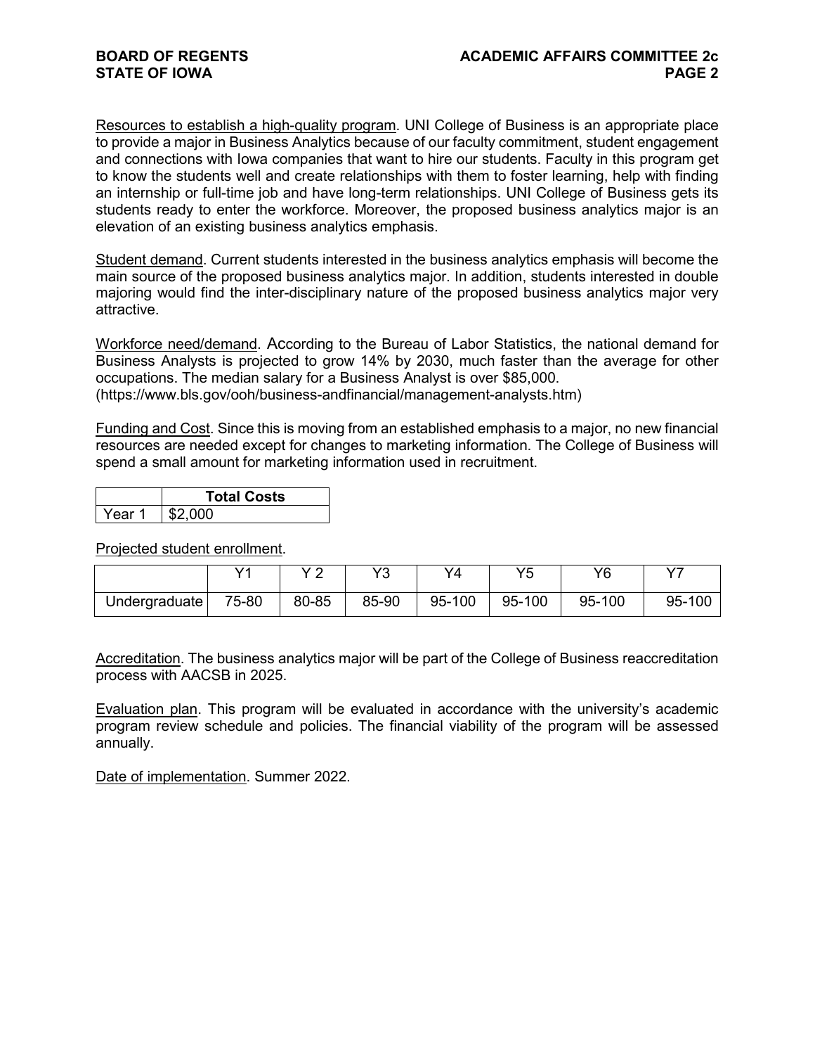Resources to establish a high-quality program. UNI College of Business is an appropriate place to provide a major in Business Analytics because of our faculty commitment, student engagement and connections with Iowa companies that want to hire our students. Faculty in this program get to know the students well and create relationships with them to foster learning, help with finding an internship or full-time job and have long-term relationships. UNI College of Business gets its students ready to enter the workforce. Moreover, the proposed business analytics major is an elevation of an existing business analytics emphasis.

Student demand. Current students interested in the business analytics emphasis will become the main source of the proposed business analytics major. In addition, students interested in double majoring would find the inter-disciplinary nature of the proposed business analytics major very attractive.

Workforce need/demand. According to the Bureau of Labor Statistics, the national demand for Business Analysts is projected to grow 14% by 2030, much faster than the average for other occupations. The median salary for a Business Analyst is over $85,000. (https://www.bls.gov/ooh/business-andfinancial/management-analysts.htm)

Funding and Cost. Since this is moving from an established emphasis to a major, no new financial resources are needed except for changes to marketing information. The College of Business will spend a small amount for marketing information used in recruitment.

| | **Total Costs** |
|---|---|
| Year 1 | $2,000 |

Projected student enrollment.

| | Y1 | Y 2 | Y3 | Y4 | Y5 | Y6 | Y7 |
|---|---|---|---|---|---|---|---|
| Undergraduate | 75-80 | 80-85 | 85-90 | 95-100 | 95-100 | 95-100 | 95-100 |

Accreditation. The business analytics major will be part of the College of Business reaccreditation process with AACSB in 2025.

Evaluation plan. This program will be evaluated in accordance with the university's academic program review schedule and policies. The financial viability of the program will be assessed annually.

Date of implementation. Summer 2022.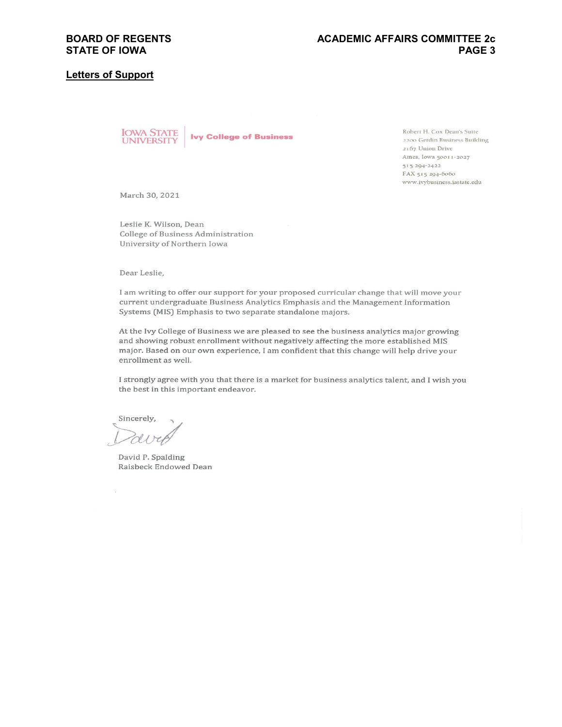## Letters of Support

**IOWA STATE UNIVERSITY | Ivy College of Business**

Robert H. Cox Dean's Suite
2200 Gerdin Business Building
2167 Union Drive
Ames, Iowa 50011-2027
515 294-2422
FAX 515 294-6060
www.ivybusiness.iastate.edu

March 30, 2021

Leslie K. Wilson, Dean
College of Business Administration
University of Northern Iowa

Dear Leslie,

I am writing to offer our support for your proposed curricular change that will move your current undergraduate Business Analytics Emphasis and the Management Information Systems (MIS) Emphasis to two separate standalone majors.

At the Ivy College of Business we are pleased to see the business analytics major growing and showing robust enrollment without negatively affecting the more established MIS major. Based on our own experience, I am confident that this change will help drive your enrollment as well.

I strongly agree with you that there is a market for business analytics talent, and I wish you the best in this important endeavor.

Sincerely,

David

David P. Spalding
Raisbeck Endowed Dean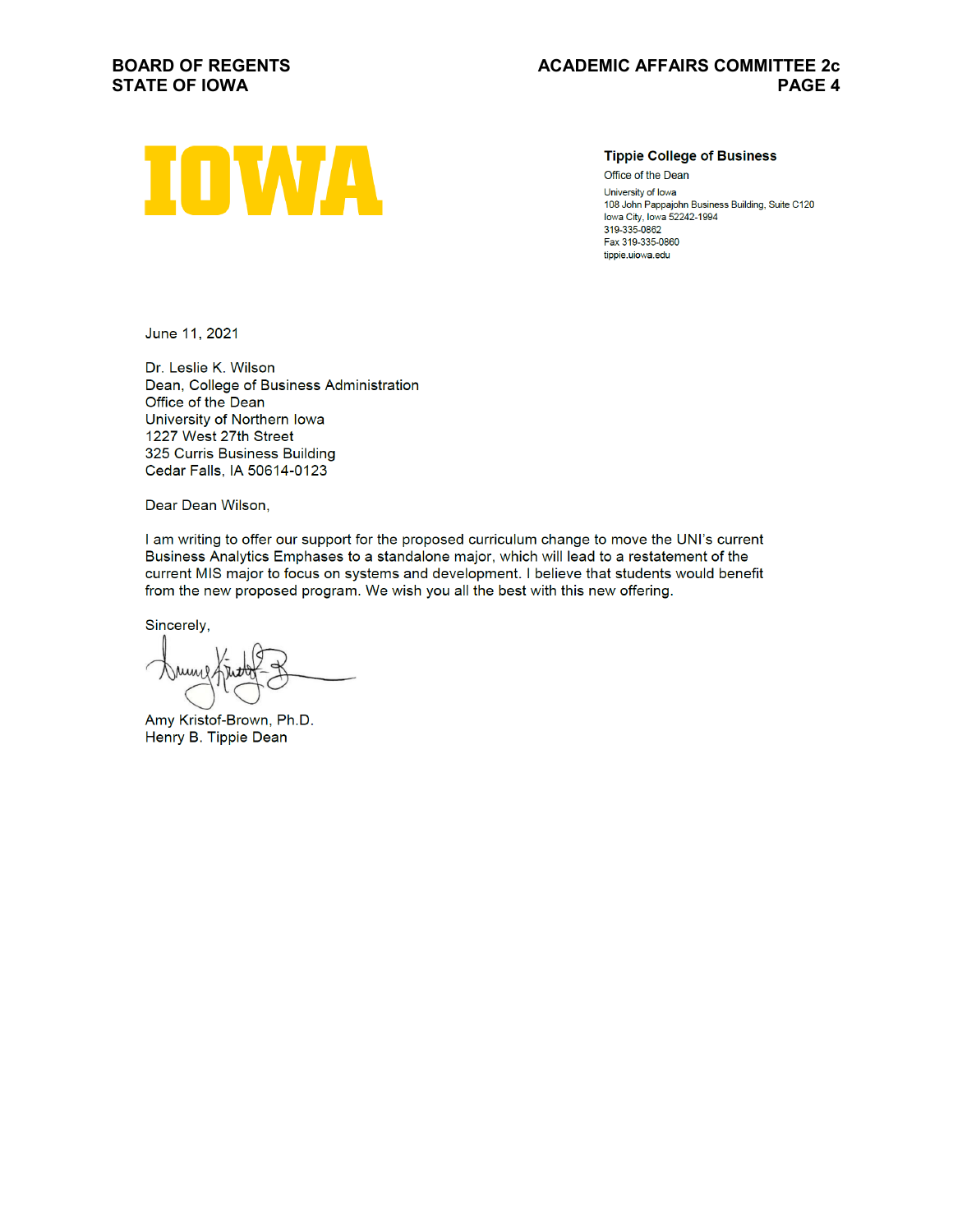**IOWA**

**Tippie College of Business**
Office of the Dean
University of Iowa
108 John Pappajohn Business Building, Suite C120
Iowa City, Iowa 52242-1994
319-335-0862
Fax 319-335-0860
tippie.uiowa.edu

June 11, 2021

Dr. Leslie K. Wilson
Dean, College of Business Administration
Office of the Dean
University of Northern Iowa
1227 West 27th Street
325 Curris Business Building
Cedar Falls, IA 50614-0123

Dear Dean Wilson,

I am writing to offer our support for the proposed curriculum change to move the UNI's current Business Analytics Emphases to a standalone major, which will lead to a restatement of the current MIS major to focus on systems and development. I believe that students would benefit from the new proposed program. We wish you all the best with this new offering.

Sincerely,

Amy Kristof-Brown, Ph.D.
Henry B. Tippie Dean